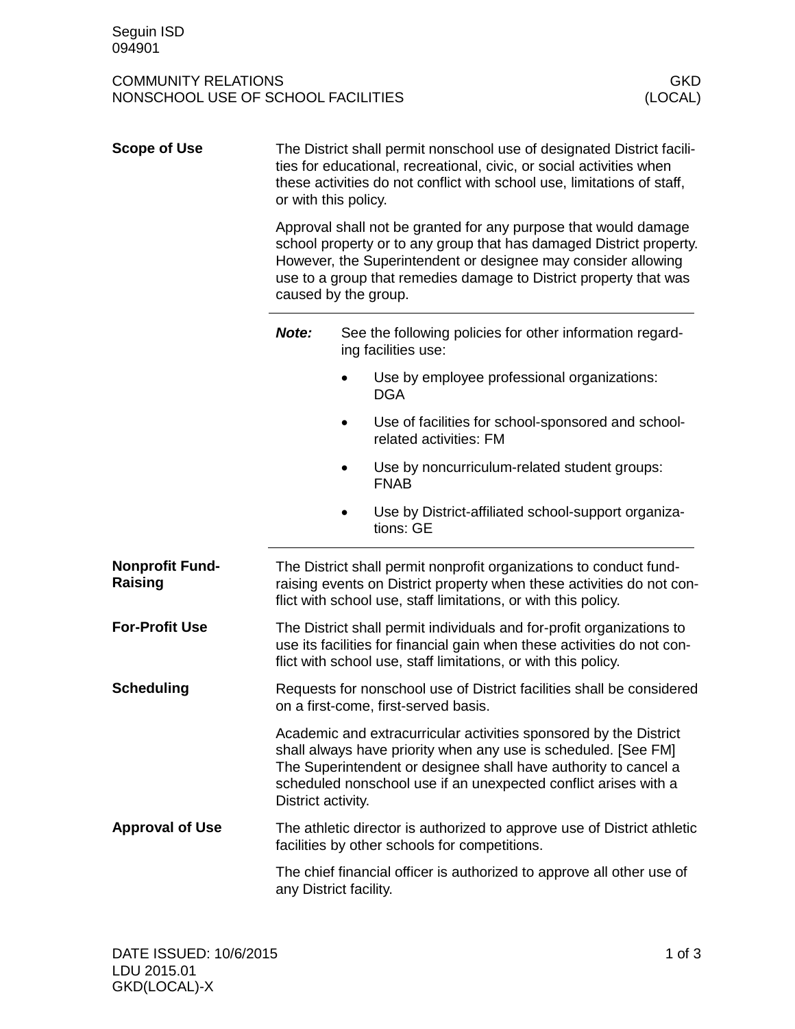Seguin ISD
094901

COMMUNITY RELATIONS — GKD
NONSCHOOL USE OF SCHOOL FACILITIES — (LOCAL)

## Scope of Use

The District shall permit nonschool use of designated District facilities for educational, recreational, civic, or social activities when these activities do not conflict with school use, limitations of staff, or with this policy.

Approval shall not be granted for any purpose that would damage school property or to any group that has damaged District property. However, the Superintendent or designee may consider allowing use to a group that remedies damage to District property that was caused by the group.

---

***Note:*** See the following policies for other information regarding facilities use:

- Use by employee professional organizations: DGA
- Use of facilities for school-sponsored and school-related activities: FM
- Use by noncurriculum-related student groups: FNAB
- Use by District-affiliated school-support organizations: GE

---

## Nonprofit Fund-Raising

The District shall permit nonprofit organizations to conduct fund-raising events on District property when these activities do not conflict with school use, staff limitations, or with this policy.

## For-Profit Use

The District shall permit individuals and for-profit organizations to use its facilities for financial gain when these activities do not conflict with school use, staff limitations, or with this policy.

## Scheduling

Requests for nonschool use of District facilities shall be considered on a first-come, first-served basis.

Academic and extracurricular activities sponsored by the District shall always have priority when any use is scheduled. [See FM] The Superintendent or designee shall have authority to cancel a scheduled nonschool use if an unexpected conflict arises with a District activity.

## Approval of Use

The athletic director is authorized to approve use of District athletic facilities by other schools for competitions.

The chief financial officer is authorized to approve all other use of any District facility.

DATE ISSUED: 10/6/2015
LDU 2015.01
GKD(LOCAL)-X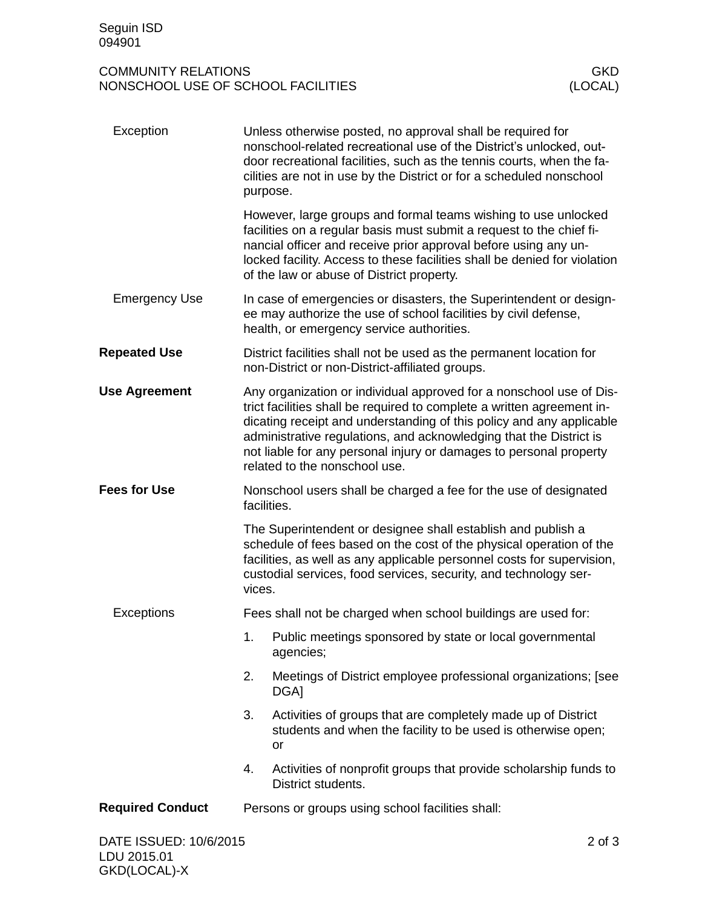#### Exception

Unless otherwise posted, no approval shall be required for nonschool-related recreational use of the District's unlocked, outdoor recreational facilities, such as the tennis courts, when the facilities are not in use by the District or for a scheduled nonschool purpose.

However, large groups and formal teams wishing to use unlocked facilities on a regular basis must submit a request to the chief financial officer and receive prior approval before using any unlocked facility. Access to these facilities shall be denied for violation of the law or abuse of District property.

#### Emergency Use

In case of emergencies or disasters, the Superintendent or designee may authorize the use of school facilities by civil defense, health, or emergency service authorities.

### Repeated Use

District facilities shall not be used as the permanent location for non-District or non-District-affiliated groups.

### Use Agreement

Any organization or individual approved for a nonschool use of District facilities shall be required to complete a written agreement indicating receipt and understanding of this policy and any applicable administrative regulations, and acknowledging that the District is not liable for any personal injury or damages to personal property related to the nonschool use.

### Fees for Use

Nonschool users shall be charged a fee for the use of designated facilities.

The Superintendent or designee shall establish and publish a schedule of fees based on the cost of the physical operation of the facilities, as well as any applicable personnel costs for supervision, custodial services, food services, security, and technology services.

#### Exceptions

Fees shall not be charged when school buildings are used for:

1. Public meetings sponsored by state or local governmental agencies;
2. Meetings of District employee professional organizations; [see DGA]
3. Activities of groups that are completely made up of District students and when the facility to be used is otherwise open; or
4. Activities of nonprofit groups that provide scholarship funds to District students.

### Required Conduct

Persons or groups using school facilities shall: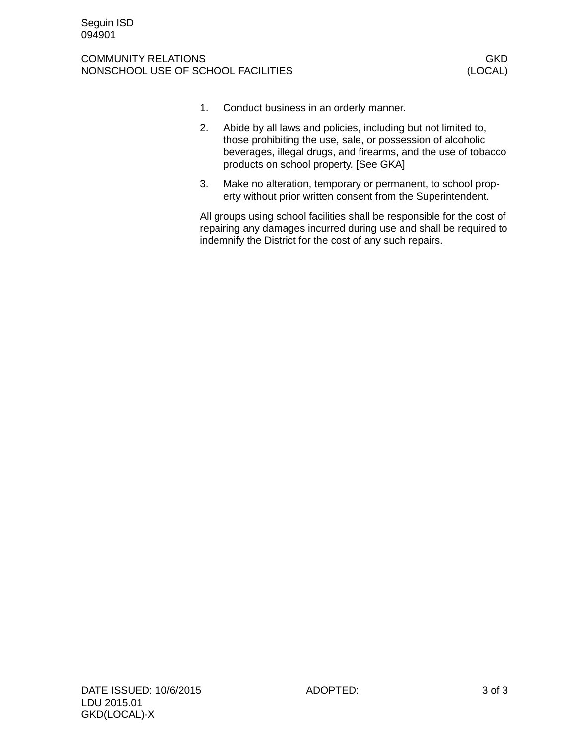1. Conduct business in an orderly manner.
2. Abide by all laws and policies, including but not limited to, those prohibiting the use, sale, or possession of alcoholic beverages, illegal drugs, and firearms, and the use of tobacco products on school property. [See GKA]
3. Make no alteration, temporary or permanent, to school property without prior written consent from the Superintendent.

All groups using school facilities shall be responsible for the cost of repairing any damages incurred during use and shall be required to indemnify the District for the cost of any such repairs.